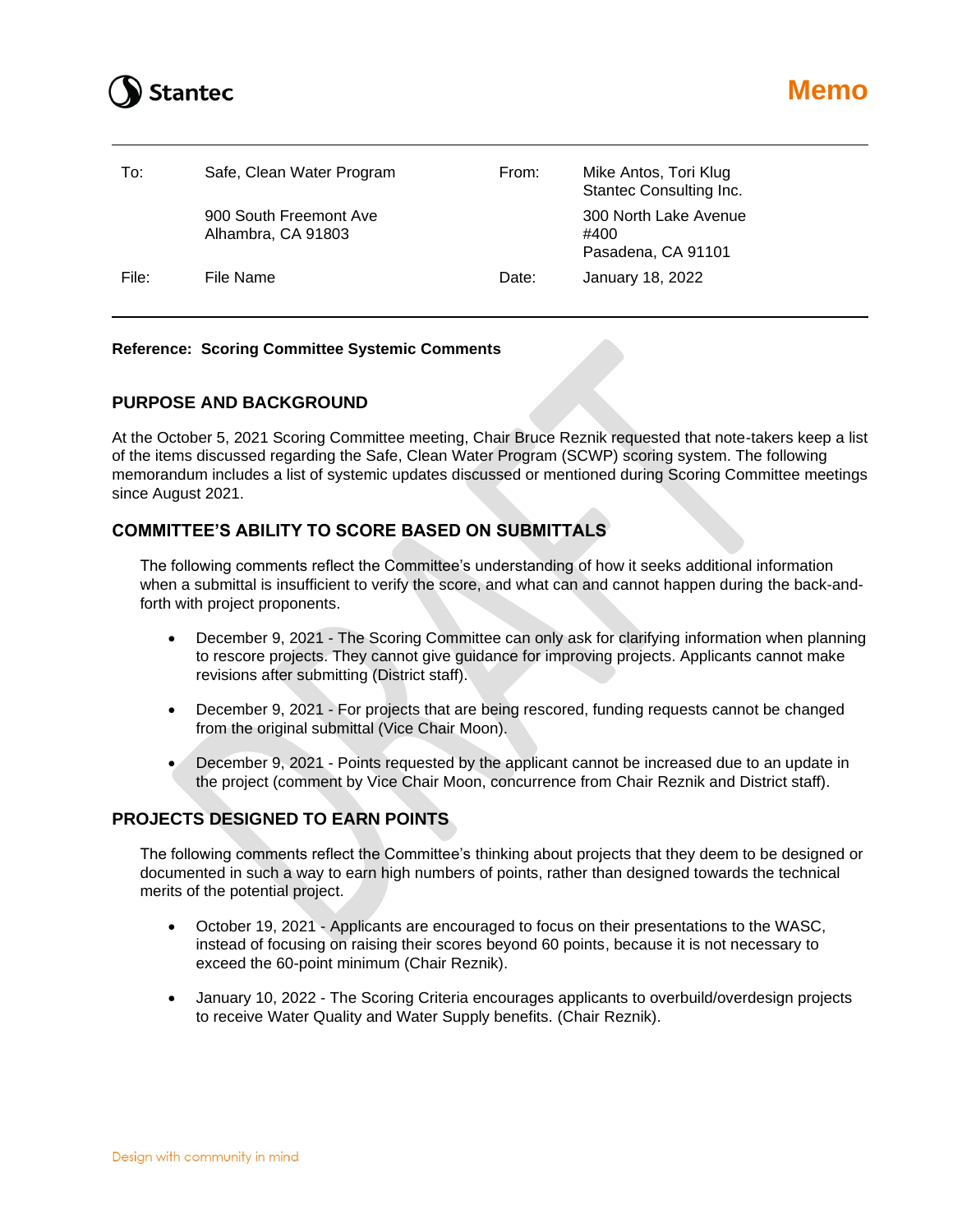Stantec

# Memo

| | | | |
|---|---|---|---|
| To: | Safe, Clean Water Program<br>900 South Freemont Ave<br>Alhambra, CA 91803 | From: | Mike Antos, Tori Klug<br>Stantec Consulting Inc.<br>300 North Lake Avenue #400<br>Pasadena, CA 91101 |
| File: | File Name | Date: | January 18, 2022 |

**Reference: Scoring Committee Systemic Comments**

## PURPOSE AND BACKGROUND

At the October 5, 2021 Scoring Committee meeting, Chair Bruce Reznik requested that note-takers keep a list of the items discussed regarding the Safe, Clean Water Program (SCWP) scoring system. The following memorandum includes a list of systemic updates discussed or mentioned during Scoring Committee meetings since August 2021.

## COMMITTEE'S ABILITY TO SCORE BASED ON SUBMITTALS

The following comments reflect the Committee's understanding of how it seeks additional information when a submittal is insufficient to verify the score, and what can and cannot happen during the back-and-forth with project proponents.

- December 9, 2021 - The Scoring Committee can only ask for clarifying information when planning to rescore projects. They cannot give guidance for improving projects. Applicants cannot make revisions after submitting (District staff).
- December 9, 2021 - For projects that are being rescored, funding requests cannot be changed from the original submittal (Vice Chair Moon).
- December 9, 2021 - Points requested by the applicant cannot be increased due to an update in the project (comment by Vice Chair Moon, concurrence from Chair Reznik and District staff).

## PROJECTS DESIGNED TO EARN POINTS

The following comments reflect the Committee's thinking about projects that they deem to be designed or documented in such a way to earn high numbers of points, rather than designed towards the technical merits of the potential project.

- October 19, 2021 - Applicants are encouraged to focus on their presentations to the WASC, instead of focusing on raising their scores beyond 60 points, because it is not necessary to exceed the 60-point minimum (Chair Reznik).
- January 10, 2022 - The Scoring Criteria encourages applicants to overbuild/overdesign projects to receive Water Quality and Water Supply benefits. (Chair Reznik).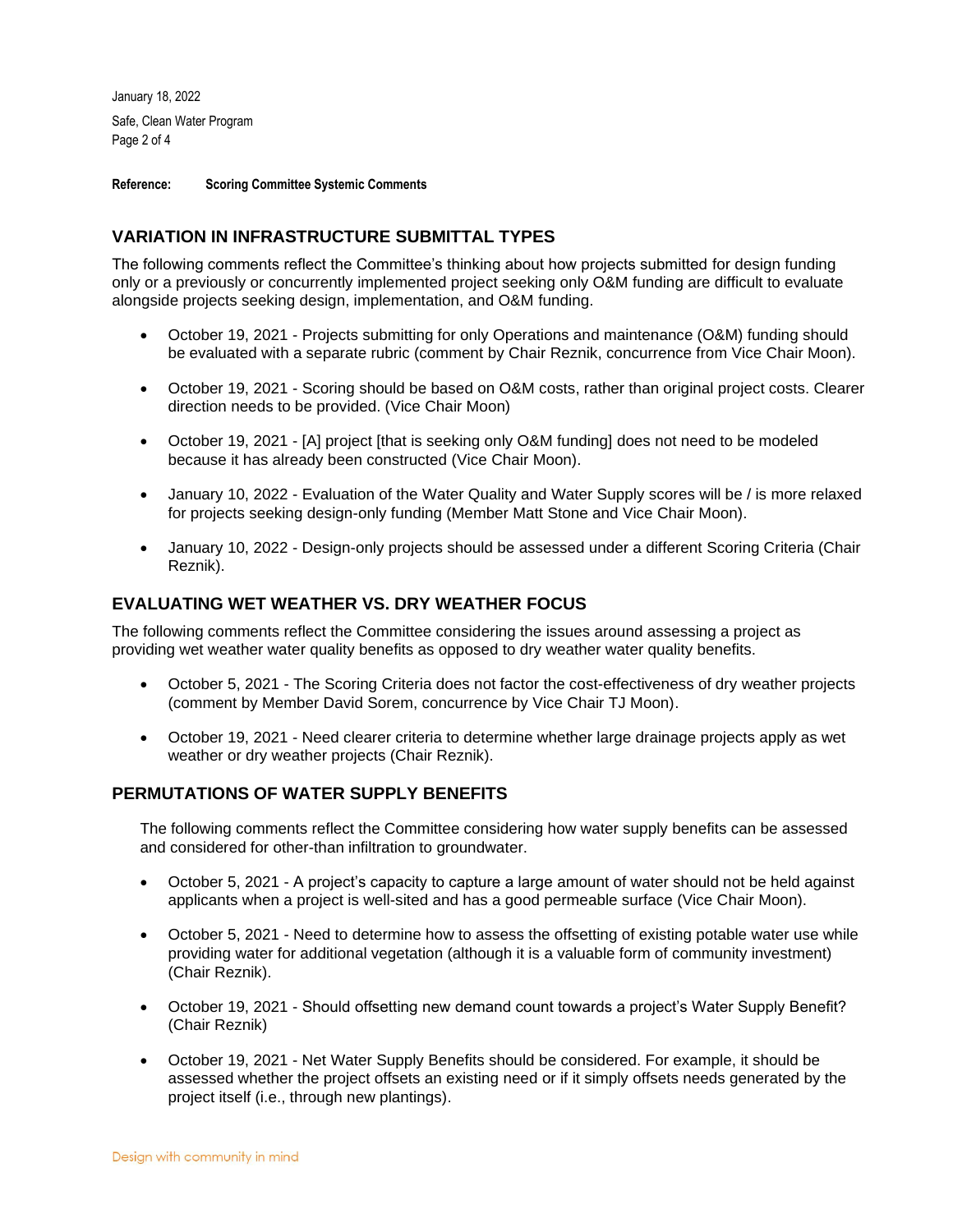**Reference:** **Scoring Committee Systemic Comments**

## VARIATION IN INFRASTRUCTURE SUBMITTAL TYPES

The following comments reflect the Committee's thinking about how projects submitted for design funding only or a previously or concurrently implemented project seeking only O&M funding are difficult to evaluate alongside projects seeking design, implementation, and O&M funding.

- October 19, 2021 - Projects submitting for only Operations and maintenance (O&M) funding should be evaluated with a separate rubric (comment by Chair Reznik, concurrence from Vice Chair Moon).
- October 19, 2021 - Scoring should be based on O&M costs, rather than original project costs. Clearer direction needs to be provided. (Vice Chair Moon)
- October 19, 2021 - [A] project [that is seeking only O&M funding] does not need to be modeled because it has already been constructed (Vice Chair Moon).
- January 10, 2022 - Evaluation of the Water Quality and Water Supply scores will be / is more relaxed for projects seeking design-only funding (Member Matt Stone and Vice Chair Moon).
- January 10, 2022 - Design-only projects should be assessed under a different Scoring Criteria (Chair Reznik).

## EVALUATING WET WEATHER VS. DRY WEATHER FOCUS

The following comments reflect the Committee considering the issues around assessing a project as providing wet weather water quality benefits as opposed to dry weather water quality benefits.

- October 5, 2021 - The Scoring Criteria does not factor the cost-effectiveness of dry weather projects (comment by Member David Sorem, concurrence by Vice Chair TJ Moon).
- October 19, 2021 - Need clearer criteria to determine whether large drainage projects apply as wet weather or dry weather projects (Chair Reznik).

## PERMUTATIONS OF WATER SUPPLY BENEFITS

The following comments reflect the Committee considering how water supply benefits can be assessed and considered for other-than infiltration to groundwater.

- October 5, 2021 - A project's capacity to capture a large amount of water should not be held against applicants when a project is well-sited and has a good permeable surface (Vice Chair Moon).
- October 5, 2021 - Need to determine how to assess the offsetting of existing potable water use while providing water for additional vegetation (although it is a valuable form of community investment) (Chair Reznik).
- October 19, 2021 - Should offsetting new demand count towards a project's Water Supply Benefit? (Chair Reznik)
- October 19, 2021 - Net Water Supply Benefits should be considered. For example, it should be assessed whether the project offsets an existing need or if it simply offsets needs generated by the project itself (i.e., through new plantings).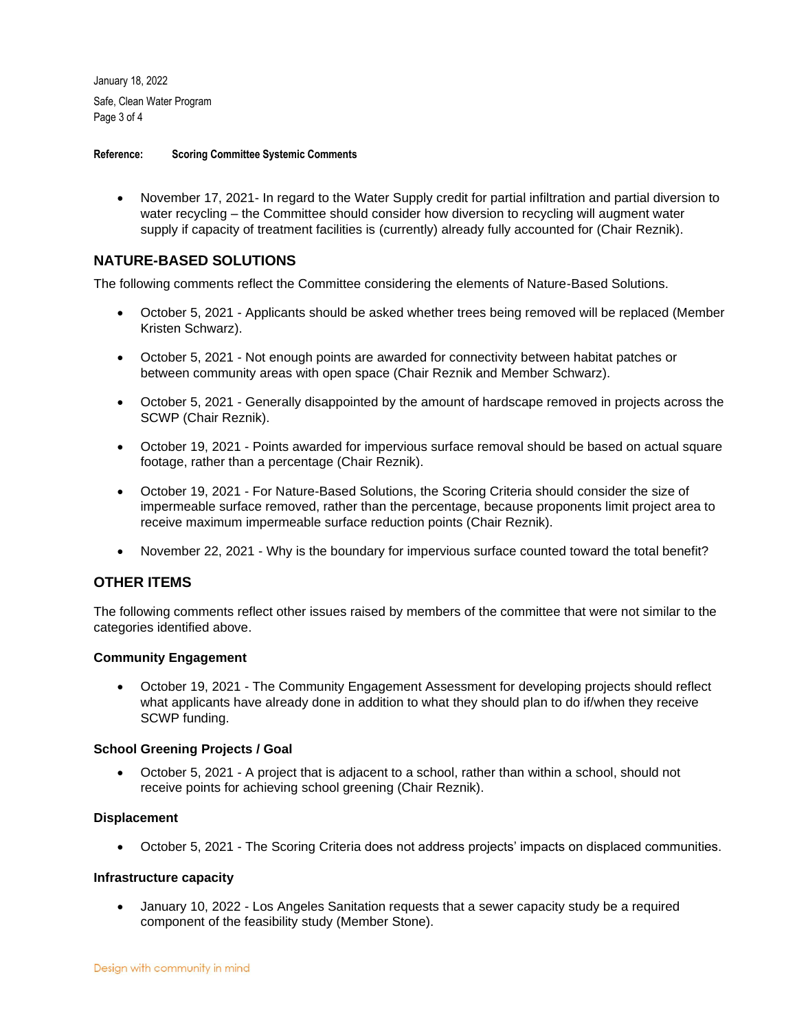**Reference: Scoring Committee Systemic Comments**

- November 17, 2021- In regard to the Water Supply credit for partial infiltration and partial diversion to water recycling – the Committee should consider how diversion to recycling will augment water supply if capacity of treatment facilities is (currently) already fully accounted for (Chair Reznik).

## NATURE-BASED SOLUTIONS

The following comments reflect the Committee considering the elements of Nature-Based Solutions.

- October 5, 2021 - Applicants should be asked whether trees being removed will be replaced (Member Kristen Schwarz).
- October 5, 2021 - Not enough points are awarded for connectivity between habitat patches or between community areas with open space (Chair Reznik and Member Schwarz).
- October 5, 2021 - Generally disappointed by the amount of hardscape removed in projects across the SCWP (Chair Reznik).
- October 19, 2021 - Points awarded for impervious surface removal should be based on actual square footage, rather than a percentage (Chair Reznik).
- October 19, 2021 - For Nature-Based Solutions, the Scoring Criteria should consider the size of impermeable surface removed, rather than the percentage, because proponents limit project area to receive maximum impermeable surface reduction points (Chair Reznik).
- November 22, 2021 - Why is the boundary for impervious surface counted toward the total benefit?

## OTHER ITEMS

The following comments reflect other issues raised by members of the committee that were not similar to the categories identified above.

### Community Engagement

- October 19, 2021 - The Community Engagement Assessment for developing projects should reflect what applicants have already done in addition to what they should plan to do if/when they receive SCWP funding.

### School Greening Projects / Goal

- October 5, 2021 - A project that is adjacent to a school, rather than within a school, should not receive points for achieving school greening (Chair Reznik).

### Displacement

- October 5, 2021 - The Scoring Criteria does not address projects' impacts on displaced communities.

### Infrastructure capacity

- January 10, 2022 - Los Angeles Sanitation requests that a sewer capacity study be a required component of the feasibility study (Member Stone).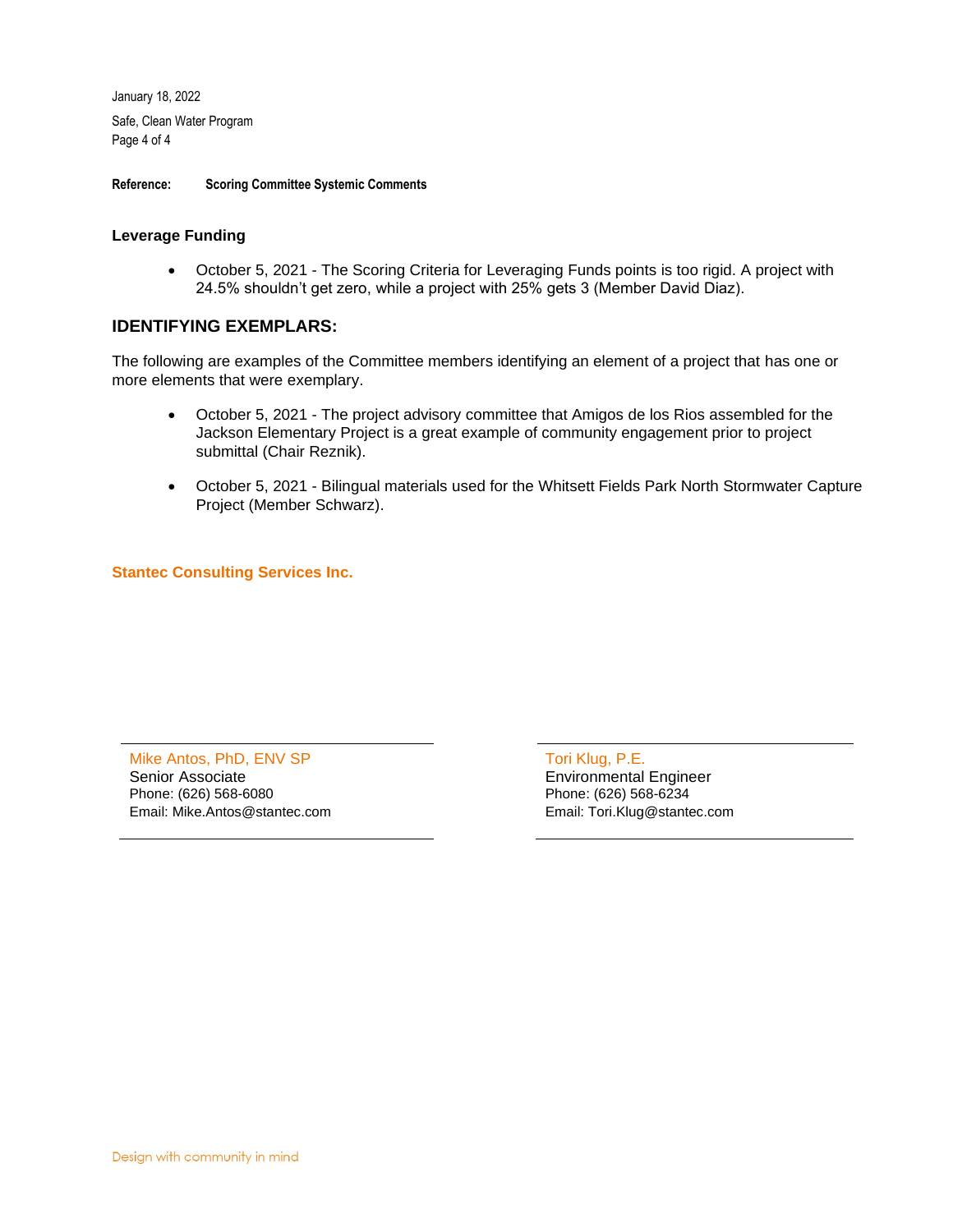**Reference: Scoring Committee Systemic Comments**

### Leverage Funding

- October 5, 2021 - The Scoring Criteria for Leveraging Funds points is too rigid. A project with 24.5% shouldn't get zero, while a project with 25% gets 3 (Member David Diaz).

## IDENTIFYING EXEMPLARS:

The following are examples of the Committee members identifying an element of a project that has one or more elements that were exemplary.

- October 5, 2021 - The project advisory committee that Amigos de los Rios assembled for the Jackson Elementary Project is a great example of community engagement prior to project submittal (Chair Reznik).
- October 5, 2021 - Bilingual materials used for the Whitsett Fields Park North Stormwater Capture Project (Member Schwarz).

**Stantec Consulting Services Inc.**

Mike Antos, PhD, ENV SP
Senior Associate
Phone: (626) 568-6080
Email: Mike.Antos@stantec.com

Tori Klug, P.E.
Environmental Engineer
Phone: (626) 568-6234
Email: Tori.Klug@stantec.com